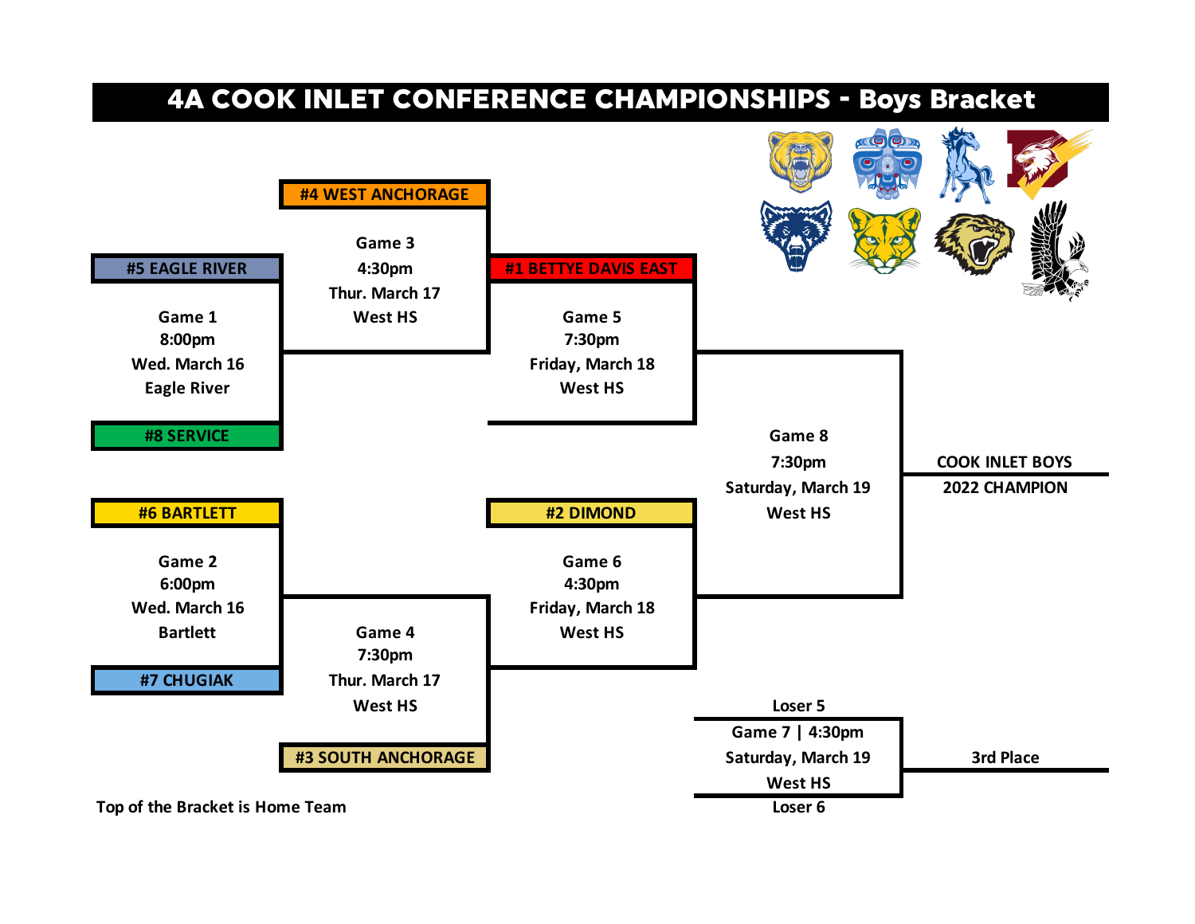# 4A COOK INLET CONFERENCE CHAMPIONSHIPS - Boys Bracket

**Game 1** — 8:00pm, Wed. March 16, Eagle River
- #5 EAGLE RIVER
- #8 SERVICE

**Game 2** — 6:00pm, Wed. March 16, Bartlett
- #6 BARTLETT
- #7 CHUGIAK

**Game 3** — 4:30pm, Thur. March 17, West HS
- #4 WEST ANCHORAGE
- Winner of Game 1

**Game 4** — 7:30pm, Thur. March 17, West HS
- Winner of Game 2
- #3 SOUTH ANCHORAGE

**Game 5** — 7:30pm, Friday, March 18, West HS
- #1 BETTYE DAVIS EAST
- Winner of Game 3

**Game 6** — 4:30pm, Friday, March 18, West HS
- #2 DIMOND
- Winner of Game 4

**Game 8** — 7:30pm, Saturday, March 19, West HS
- Winner of Game 5
- Winner of Game 6

COOK INLET BOYS 2022 CHAMPION

**Game 7 | 4:30pm** — Saturday, March 19, West HS
- Loser 5
- Loser 6

3rd Place

Top of the Bracket is Home Team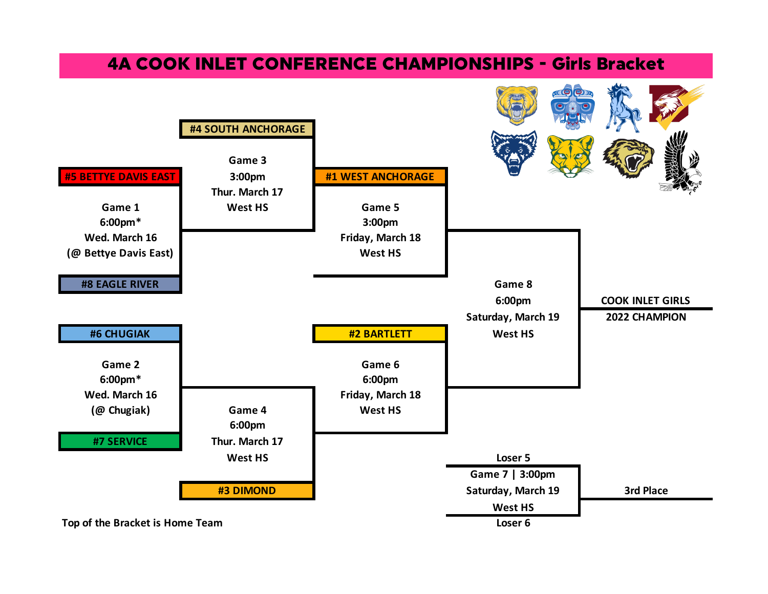# 4A COOK INLET CONFERENCE CHAMPIONSHIPS - Girls Bracket

#4 SOUTH ANCHORAGE

Game 3
3:00pm
Thur. March 17
West HS

#5 BETTYE DAVIS EAST

Game 1
6:00pm*
Wed. March 16
(@ Bettye Davis East)

#8 EAGLE RIVER

#1 WEST ANCHORAGE

Game 5
3:00pm
Friday, March 18
West HS

Game 8
6:00pm
Saturday, March 19
West HS

COOK INLET GIRLS
2022 CHAMPION

#6 CHUGIAK

Game 2
6:00pm*
Wed. March 16
(@ Chugiak)

#7 SERVICE

Game 4
6:00pm
Thur. March 17
West HS

#3 DIMOND

#2 BARTLETT

Game 6
6:00pm
Friday, March 18
West HS

Loser 5
Game 7 | 3:00pm
Saturday, March 19
West HS
Loser 6

3rd Place

Top of the Bracket is Home Team